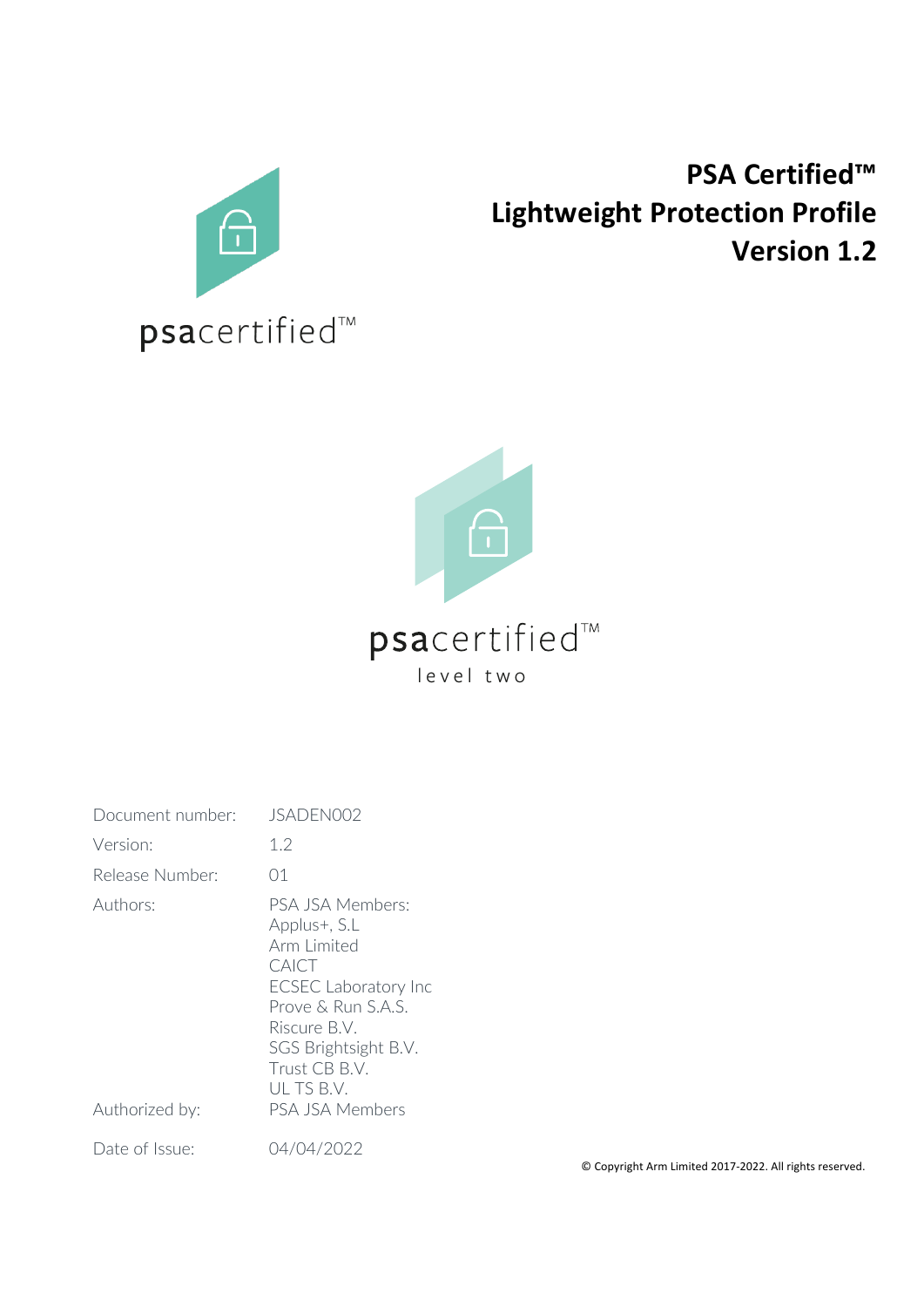psacertified™

# PSA Certified™ Lightweight Protection Profile Version 1.2

psacertified™

level two

| | |
|---|---|
| Document number: | JSADEN002 |
| Version: | 1.2 |
| Release Number: | 01 |
| Authors: | PSA JSA Members:<br>Applus+, S.L<br>Arm Limited<br>CAICT<br>ECSEC Laboratory Inc<br>Prove & Run S.A.S.<br>Riscure B.V.<br>SGS Brightsight B.V.<br>Trust CB B.V.<br>UL TS B.V. |
| Authorized by: | PSA JSA Members |
| Date of Issue: | 04/04/2022 |

© Copyright Arm Limited 2017-2022. All rights reserved.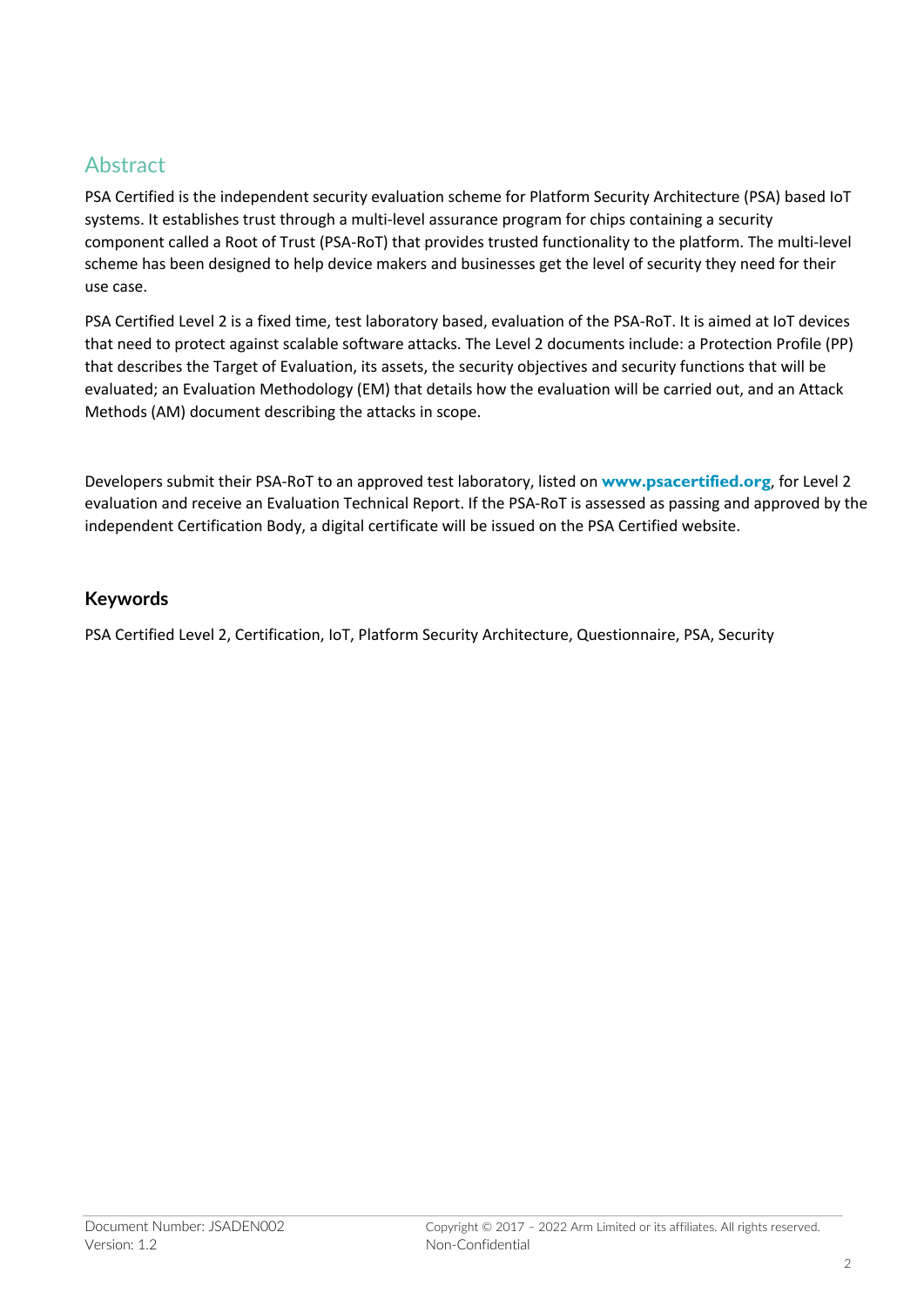## Abstract

PSA Certified is the independent security evaluation scheme for Platform Security Architecture (PSA) based IoT systems. It establishes trust through a multi-level assurance program for chips containing a security component called a Root of Trust (PSA-RoT) that provides trusted functionality to the platform. The multi-level scheme has been designed to help device makers and businesses get the level of security they need for their use case.

PSA Certified Level 2 is a fixed time, test laboratory based, evaluation of the PSA-RoT. It is aimed at IoT devices that need to protect against scalable software attacks. The Level 2 documents include: a Protection Profile (PP) that describes the Target of Evaluation, its assets, the security objectives and security functions that will be evaluated; an Evaluation Methodology (EM) that details how the evaluation will be carried out, and an Attack Methods (AM) document describing the attacks in scope.

Developers submit their PSA-RoT to an approved test laboratory, listed on **www.psacertified.org**, for Level 2 evaluation and receive an Evaluation Technical Report. If the PSA-RoT is assessed as passing and approved by the independent Certification Body, a digital certificate will be issued on the PSA Certified website.

### Keywords

PSA Certified Level 2, Certification, IoT, Platform Security Architecture, Questionnaire, PSA, Security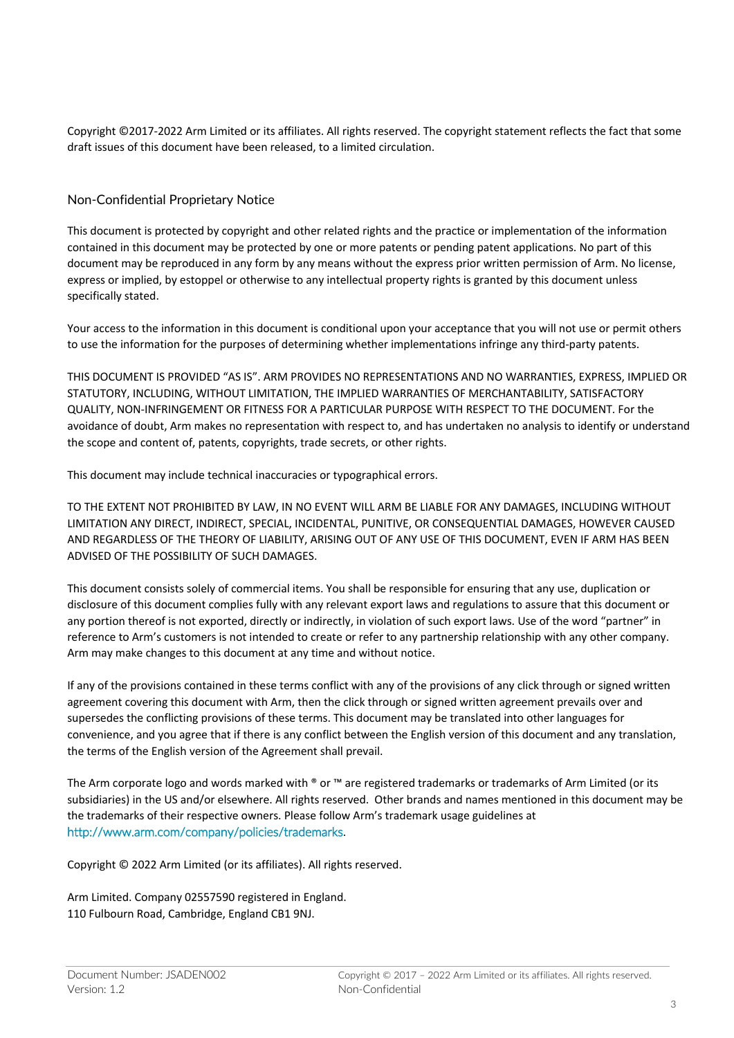Copyright ©2017-2022 Arm Limited or its affiliates. All rights reserved. The copyright statement reflects the fact that some draft issues of this document have been released, to a limited circulation.

## Non-Confidential Proprietary Notice

This document is protected by copyright and other related rights and the practice or implementation of the information contained in this document may be protected by one or more patents or pending patent applications. No part of this document may be reproduced in any form by any means without the express prior written permission of Arm. No license, express or implied, by estoppel or otherwise to any intellectual property rights is granted by this document unless specifically stated.

Your access to the information in this document is conditional upon your acceptance that you will not use or permit others to use the information for the purposes of determining whether implementations infringe any third-party patents.

THIS DOCUMENT IS PROVIDED "AS IS". ARM PROVIDES NO REPRESENTATIONS AND NO WARRANTIES, EXPRESS, IMPLIED OR STATUTORY, INCLUDING, WITHOUT LIMITATION, THE IMPLIED WARRANTIES OF MERCHANTABILITY, SATISFACTORY QUALITY, NON-INFRINGEMENT OR FITNESS FOR A PARTICULAR PURPOSE WITH RESPECT TO THE DOCUMENT. For the avoidance of doubt, Arm makes no representation with respect to, and has undertaken no analysis to identify or understand the scope and content of, patents, copyrights, trade secrets, or other rights.

This document may include technical inaccuracies or typographical errors.

TO THE EXTENT NOT PROHIBITED BY LAW, IN NO EVENT WILL ARM BE LIABLE FOR ANY DAMAGES, INCLUDING WITHOUT LIMITATION ANY DIRECT, INDIRECT, SPECIAL, INCIDENTAL, PUNITIVE, OR CONSEQUENTIAL DAMAGES, HOWEVER CAUSED AND REGARDLESS OF THE THEORY OF LIABILITY, ARISING OUT OF ANY USE OF THIS DOCUMENT, EVEN IF ARM HAS BEEN ADVISED OF THE POSSIBILITY OF SUCH DAMAGES.

This document consists solely of commercial items. You shall be responsible for ensuring that any use, duplication or disclosure of this document complies fully with any relevant export laws and regulations to assure that this document or any portion thereof is not exported, directly or indirectly, in violation of such export laws. Use of the word "partner" in reference to Arm's customers is not intended to create or refer to any partnership relationship with any other company. Arm may make changes to this document at any time and without notice.

If any of the provisions contained in these terms conflict with any of the provisions of any click through or signed written agreement covering this document with Arm, then the click through or signed written agreement prevails over and supersedes the conflicting provisions of these terms. This document may be translated into other languages for convenience, and you agree that if there is any conflict between the English version of this document and any translation, the terms of the English version of the Agreement shall prevail.

The Arm corporate logo and words marked with ® or ™ are registered trademarks or trademarks of Arm Limited (or its subsidiaries) in the US and/or elsewhere. All rights reserved. Other brands and names mentioned in this document may be the trademarks of their respective owners. Please follow Arm's trademark usage guidelines at http://www.arm.com/company/policies/trademarks.

Copyright © 2022 Arm Limited (or its affiliates). All rights reserved.

Arm Limited. Company 02557590 registered in England.
110 Fulbourn Road, Cambridge, England CB1 9NJ.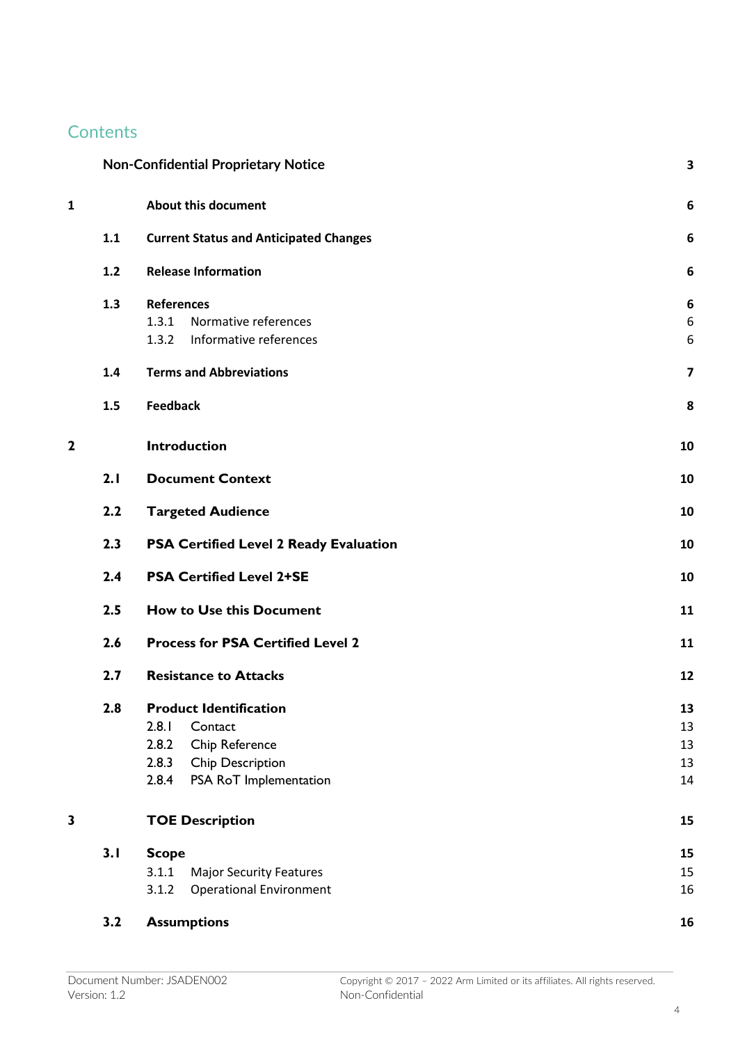# Contents

| | | | |
|---|---|---|---|
| | | **Non-Confidential Proprietary Notice** | **3** |
| **1** | | **About this document** | **6** |
| | **1.1** | **Current Status and Anticipated Changes** | **6** |
| | **1.2** | **Release Information** | **6** |
| | **1.3** | **References** | **6** |
| | | 1.3.1 Normative references | 6 |
| | | 1.3.2 Informative references | 6 |
| | **1.4** | **Terms and Abbreviations** | **7** |
| | **1.5** | **Feedback** | **8** |
| **2** | | **Introduction** | **10** |
| | **2.1** | **Document Context** | **10** |
| | **2.2** | **Targeted Audience** | **10** |
| | **2.3** | **PSA Certified Level 2 Ready Evaluation** | **10** |
| | **2.4** | **PSA Certified Level 2+SE** | **10** |
| | **2.5** | **How to Use this Document** | **11** |
| | **2.6** | **Process for PSA Certified Level 2** | **11** |
| | **2.7** | **Resistance to Attacks** | **12** |
| | **2.8** | **Product Identification** | **13** |
| | | 2.8.1 Contact | 13 |
| | | 2.8.2 Chip Reference | 13 |
| | | 2.8.3 Chip Description | 13 |
| | | 2.8.4 PSA RoT Implementation | 14 |
| **3** | | **TOE Description** | **15** |
| | **3.1** | **Scope** | **15** |
| | | 3.1.1 Major Security Features | 15 |
| | | 3.1.2 Operational Environment | 16 |
| | **3.2** | **Assumptions** | **16** |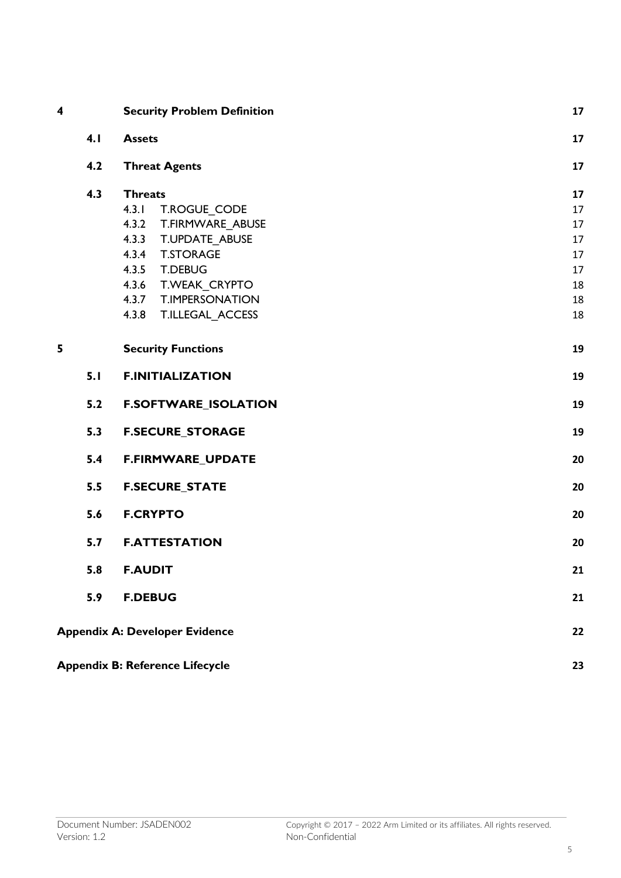| | | | |
|---|---|---|---|
| **4** | | **Security Problem Definition** | **17** |
| | **4.1** | **Assets** | **17** |
| | **4.2** | **Threat Agents** | **17** |
| | **4.3** | **Threats** | **17** |
| | | 4.3.1 T.ROGUE_CODE | 17 |
| | | 4.3.2 T.FIRMWARE_ABUSE | 17 |
| | | 4.3.3 T.UPDATE_ABUSE | 17 |
| | | 4.3.4 T.STORAGE | 17 |
| | | 4.3.5 T.DEBUG | 17 |
| | | 4.3.6 T.WEAK_CRYPTO | 18 |
| | | 4.3.7 T.IMPERSONATION | 18 |
| | | 4.3.8 T.ILLEGAL_ACCESS | 18 |
| **5** | | **Security Functions** | **19** |
| | **5.1** | **F.INITIALIZATION** | **19** |
| | **5.2** | **F.SOFTWARE_ISOLATION** | **19** |
| | **5.3** | **F.SECURE_STORAGE** | **19** |
| | **5.4** | **F.FIRMWARE_UPDATE** | **20** |
| | **5.5** | **F.SECURE_STATE** | **20** |
| | **5.6** | **F.CRYPTO** | **20** |
| | **5.7** | **F.ATTESTATION** | **20** |
| | **5.8** | **F.AUDIT** | **21** |
| | **5.9** | **F.DEBUG** | **21** |
| **Appendix A: Developer Evidence** | | | **22** |
| **Appendix B: Reference Lifecycle** | | | **23** |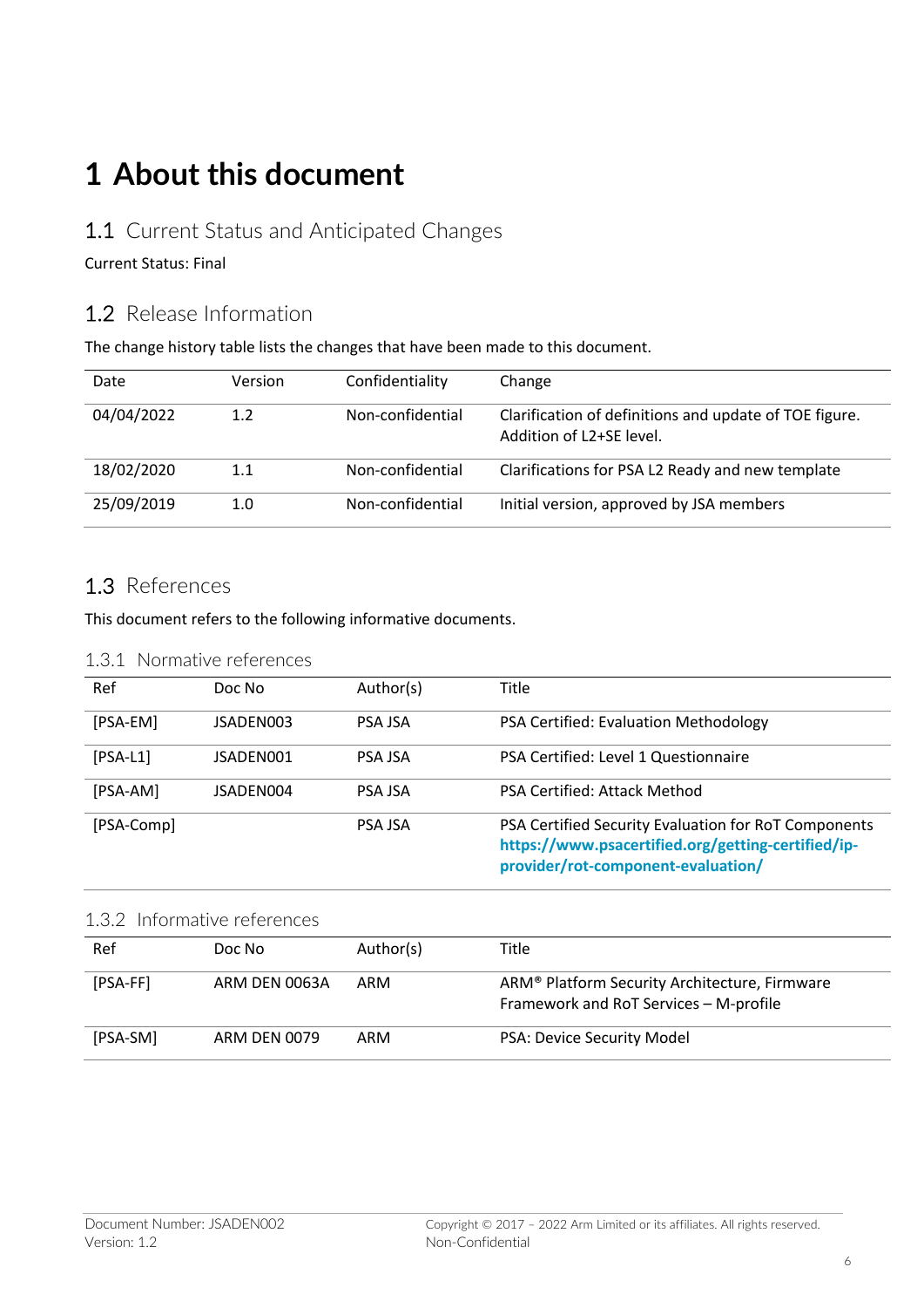# 1 About this document

## 1.1 Current Status and Anticipated Changes

Current Status: Final

## 1.2 Release Information

The change history table lists the changes that have been made to this document.

| Date | Version | Confidentiality | Change |
|---|---|---|---|
| 04/04/2022 | 1.2 | Non-confidential | Clarification of definitions and update of TOE figure. Addition of L2+SE level. |
| 18/02/2020 | 1.1 | Non-confidential | Clarifications for PSA L2 Ready and new template |
| 25/09/2019 | 1.0 | Non-confidential | Initial version, approved by JSA members |

## 1.3 References

This document refers to the following informative documents.

### 1.3.1 Normative references

| Ref | Doc No | Author(s) | Title |
|---|---|---|---|
| [PSA-EM] | JSADEN003 | PSA JSA | PSA Certified: Evaluation Methodology |
| [PSA-L1] | JSADEN001 | PSA JSA | PSA Certified: Level 1 Questionnaire |
| [PSA-AM] | JSADEN004 | PSA JSA | PSA Certified: Attack Method |
| [PSA-Comp] | | PSA JSA | PSA Certified Security Evaluation for RoT Components **https://www.psacertified.org/getting-certified/ip-provider/rot-component-evaluation/** |

### 1.3.2 Informative references

| Ref | Doc No | Author(s) | Title |
|---|---|---|---|
| [PSA-FF] | ARM DEN 0063A | ARM | ARM® Platform Security Architecture, Firmware Framework and RoT Services – M-profile |
| [PSA-SM] | ARM DEN 0079 | ARM | PSA: Device Security Model |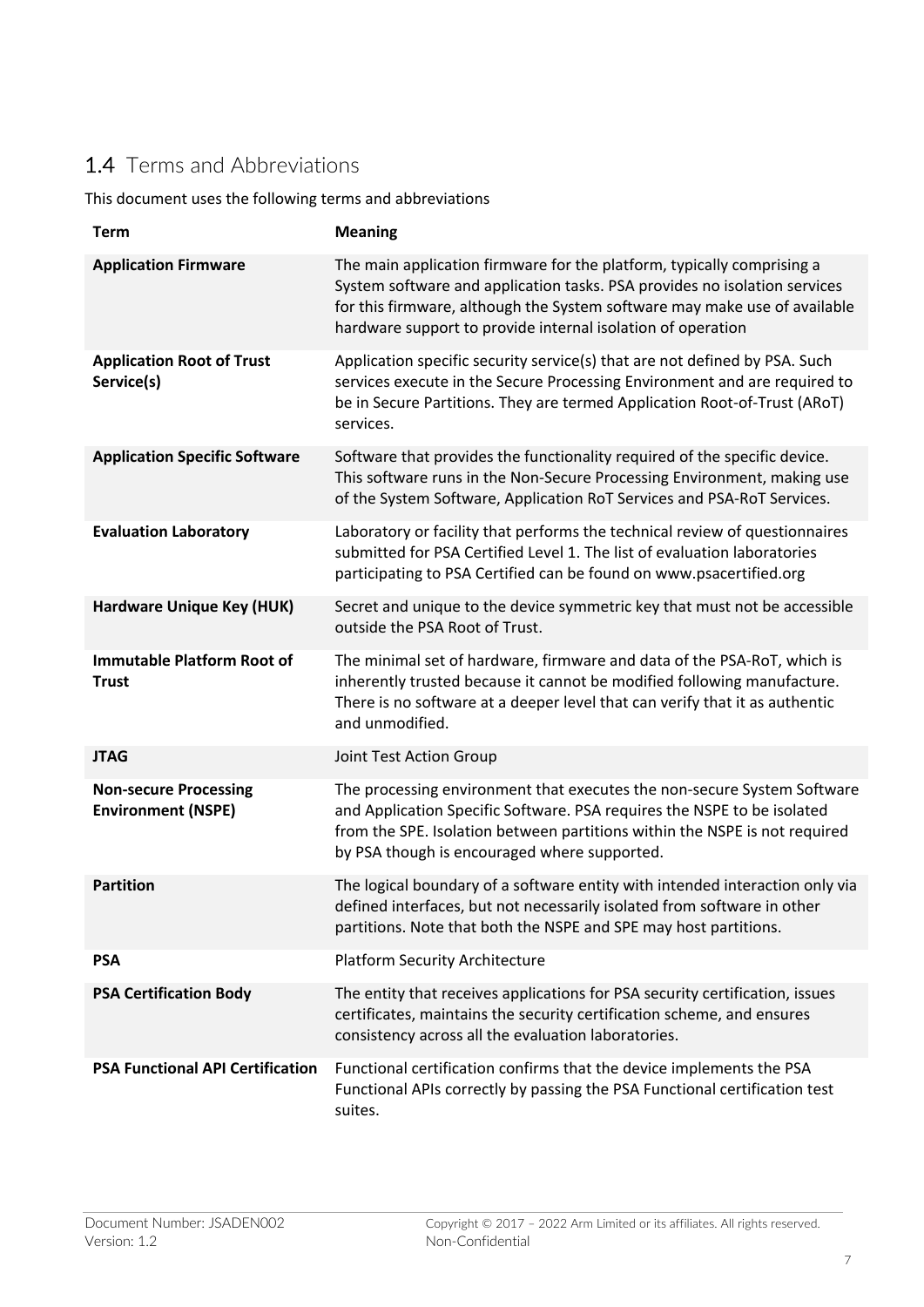## 1.4 Terms and Abbreviations

This document uses the following terms and abbreviations

| Term | Meaning |
|---|---|
| **Application Firmware** | The main application firmware for the platform, typically comprising a System software and application tasks. PSA provides no isolation services for this firmware, although the System software may make use of available hardware support to provide internal isolation of operation |
| **Application Root of Trust Service(s)** | Application specific security service(s) that are not defined by PSA. Such services execute in the Secure Processing Environment and are required to be in Secure Partitions. They are termed Application Root-of-Trust (ARoT) services. |
| **Application Specific Software** | Software that provides the functionality required of the specific device. This software runs in the Non-Secure Processing Environment, making use of the System Software, Application RoT Services and PSA-RoT Services. |
| **Evaluation Laboratory** | Laboratory or facility that performs the technical review of questionnaires submitted for PSA Certified Level 1. The list of evaluation laboratories participating to PSA Certified can be found on www.psacertified.org |
| **Hardware Unique Key (HUK)** | Secret and unique to the device symmetric key that must not be accessible outside the PSA Root of Trust. |
| **Immutable Platform Root of Trust** | The minimal set of hardware, firmware and data of the PSA-RoT, which is inherently trusted because it cannot be modified following manufacture. There is no software at a deeper level that can verify that it as authentic and unmodified. |
| **JTAG** | Joint Test Action Group |
| **Non-secure Processing Environment (NSPE)** | The processing environment that executes the non-secure System Software and Application Specific Software. PSA requires the NSPE to be isolated from the SPE. Isolation between partitions within the NSPE is not required by PSA though is encouraged where supported. |
| **Partition** | The logical boundary of a software entity with intended interaction only via defined interfaces, but not necessarily isolated from software in other partitions. Note that both the NSPE and SPE may host partitions. |
| **PSA** | Platform Security Architecture |
| **PSA Certification Body** | The entity that receives applications for PSA security certification, issues certificates, maintains the security certification scheme, and ensures consistency across all the evaluation laboratories. |
| **PSA Functional API Certification** | Functional certification confirms that the device implements the PSA Functional APIs correctly by passing the PSA Functional certification test suites. |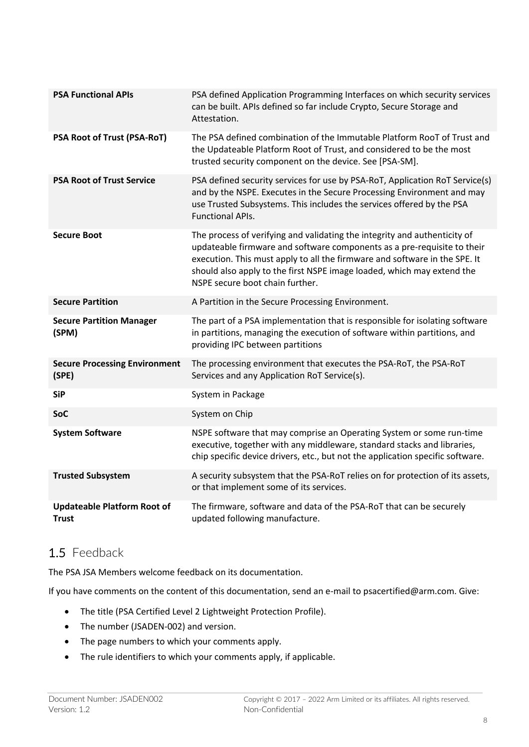| | |
|---|---|
| **PSA Functional APIs** | PSA defined Application Programming Interfaces on which security services can be built. APIs defined so far include Crypto, Secure Storage and Attestation. |
| **PSA Root of Trust (PSA-RoT)** | The PSA defined combination of the Immutable Platform RooT of Trust and the Updateable Platform Root of Trust, and considered to be the most trusted security component on the device. See [PSA-SM]. |
| **PSA Root of Trust Service** | PSA defined security services for use by PSA-RoT, Application RoT Service(s) and by the NSPE. Executes in the Secure Processing Environment and may use Trusted Subsystems. This includes the services offered by the PSA Functional APIs. |
| **Secure Boot** | The process of verifying and validating the integrity and authenticity of updateable firmware and software components as a pre-requisite to their execution. This must apply to all the firmware and software in the SPE. It should also apply to the first NSPE image loaded, which may extend the NSPE secure boot chain further. |
| **Secure Partition** | A Partition in the Secure Processing Environment. |
| **Secure Partition Manager (SPM)** | The part of a PSA implementation that is responsible for isolating software in partitions, managing the execution of software within partitions, and providing IPC between partitions |
| **Secure Processing Environment (SPE)** | The processing environment that executes the PSA-RoT, the PSA-RoT Services and any Application RoT Service(s). |
| **SiP** | System in Package |
| **SoC** | System on Chip |
| **System Software** | NSPE software that may comprise an Operating System or some run-time executive, together with any middleware, standard stacks and libraries, chip specific device drivers, etc., but not the application specific software. |
| **Trusted Subsystem** | A security subsystem that the PSA-RoT relies on for protection of its assets, or that implement some of its services. |
| **Updateable Platform Root of Trust** | The firmware, software and data of the PSA-RoT that can be securely updated following manufacture. |

## 1.5 Feedback

The PSA JSA Members welcome feedback on its documentation.

If you have comments on the content of this documentation, send an e-mail to psacertified@arm.com. Give:

- The title (PSA Certified Level 2 Lightweight Protection Profile).
- The number (JSADEN-002) and version.
- The page numbers to which your comments apply.
- The rule identifiers to which your comments apply, if applicable.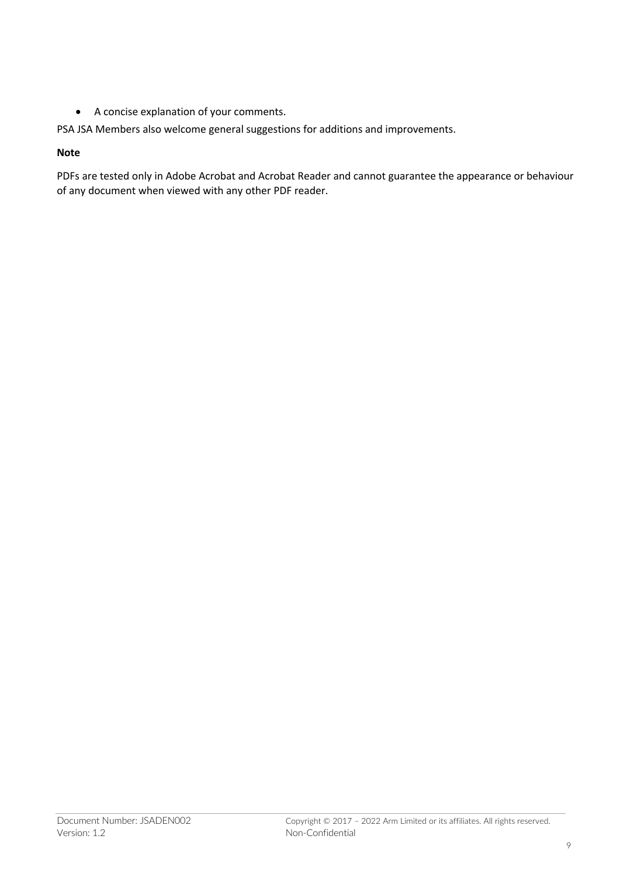- A concise explanation of your comments.

PSA JSA Members also welcome general suggestions for additions and improvements.

**Note**

PDFs are tested only in Adobe Acrobat and Acrobat Reader and cannot guarantee the appearance or behaviour of any document when viewed with any other PDF reader.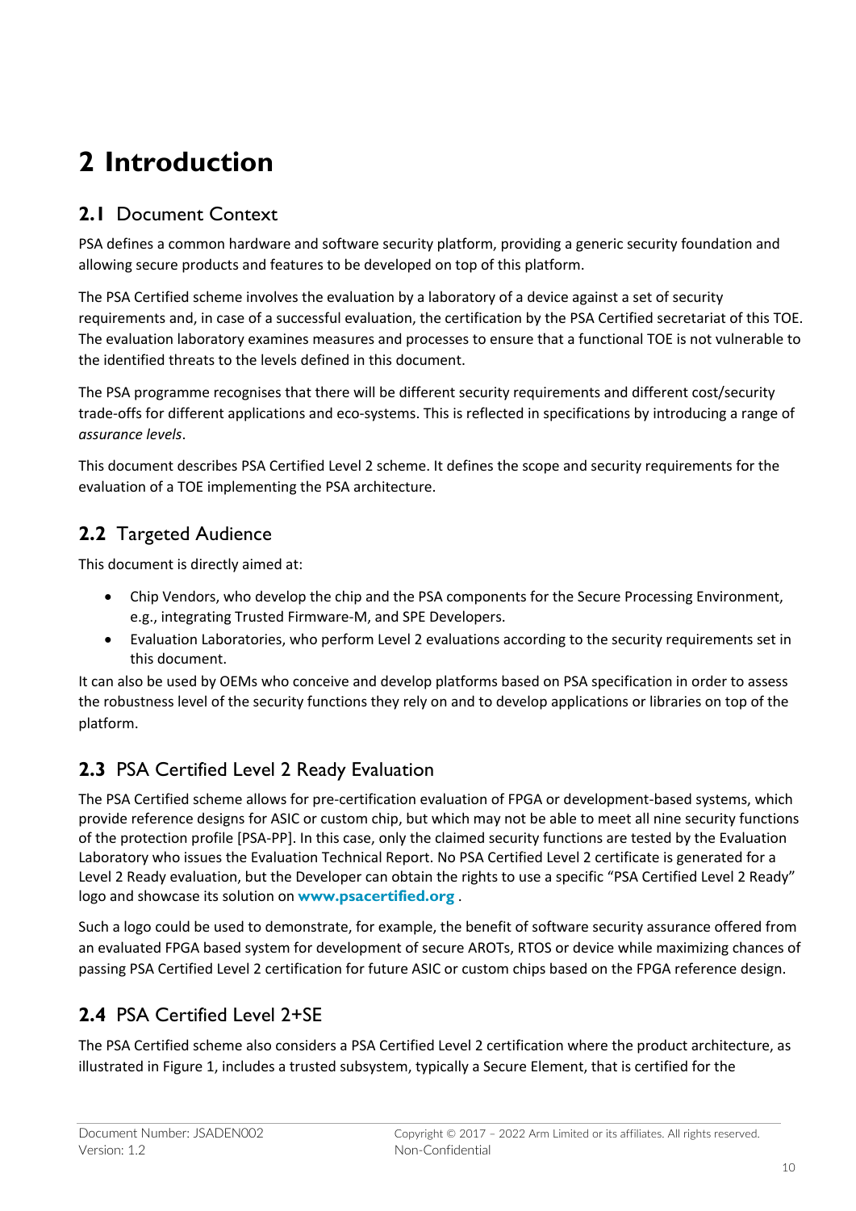# 2 Introduction

## 2.1 Document Context

PSA defines a common hardware and software security platform, providing a generic security foundation and allowing secure products and features to be developed on top of this platform.

The PSA Certified scheme involves the evaluation by a laboratory of a device against a set of security requirements and, in case of a successful evaluation, the certification by the PSA Certified secretariat of this TOE. The evaluation laboratory examines measures and processes to ensure that a functional TOE is not vulnerable to the identified threats to the levels defined in this document.

The PSA programme recognises that there will be different security requirements and different cost/security trade-offs for different applications and eco-systems. This is reflected in specifications by introducing a range of *assurance levels*.

This document describes PSA Certified Level 2 scheme. It defines the scope and security requirements for the evaluation of a TOE implementing the PSA architecture.

## 2.2 Targeted Audience

This document is directly aimed at:

- Chip Vendors, who develop the chip and the PSA components for the Secure Processing Environment, e.g., integrating Trusted Firmware-M, and SPE Developers.
- Evaluation Laboratories, who perform Level 2 evaluations according to the security requirements set in this document.

It can also be used by OEMs who conceive and develop platforms based on PSA specification in order to assess the robustness level of the security functions they rely on and to develop applications or libraries on top of the platform.

## 2.3 PSA Certified Level 2 Ready Evaluation

The PSA Certified scheme allows for pre-certification evaluation of FPGA or development-based systems, which provide reference designs for ASIC or custom chip, but which may not be able to meet all nine security functions of the protection profile [PSA-PP]. In this case, only the claimed security functions are tested by the Evaluation Laboratory who issues the Evaluation Technical Report. No PSA Certified Level 2 certificate is generated for a Level 2 Ready evaluation, but the Developer can obtain the rights to use a specific "PSA Certified Level 2 Ready" logo and showcase its solution on **www.psacertified.org** .

Such a logo could be used to demonstrate, for example, the benefit of software security assurance offered from an evaluated FPGA based system for development of secure AROTs, RTOS or device while maximizing chances of passing PSA Certified Level 2 certification for future ASIC or custom chips based on the FPGA reference design.

## 2.4 PSA Certified Level 2+SE

The PSA Certified scheme also considers a PSA Certified Level 2 certification where the product architecture, as illustrated in Figure 1, includes a trusted subsystem, typically a Secure Element, that is certified for the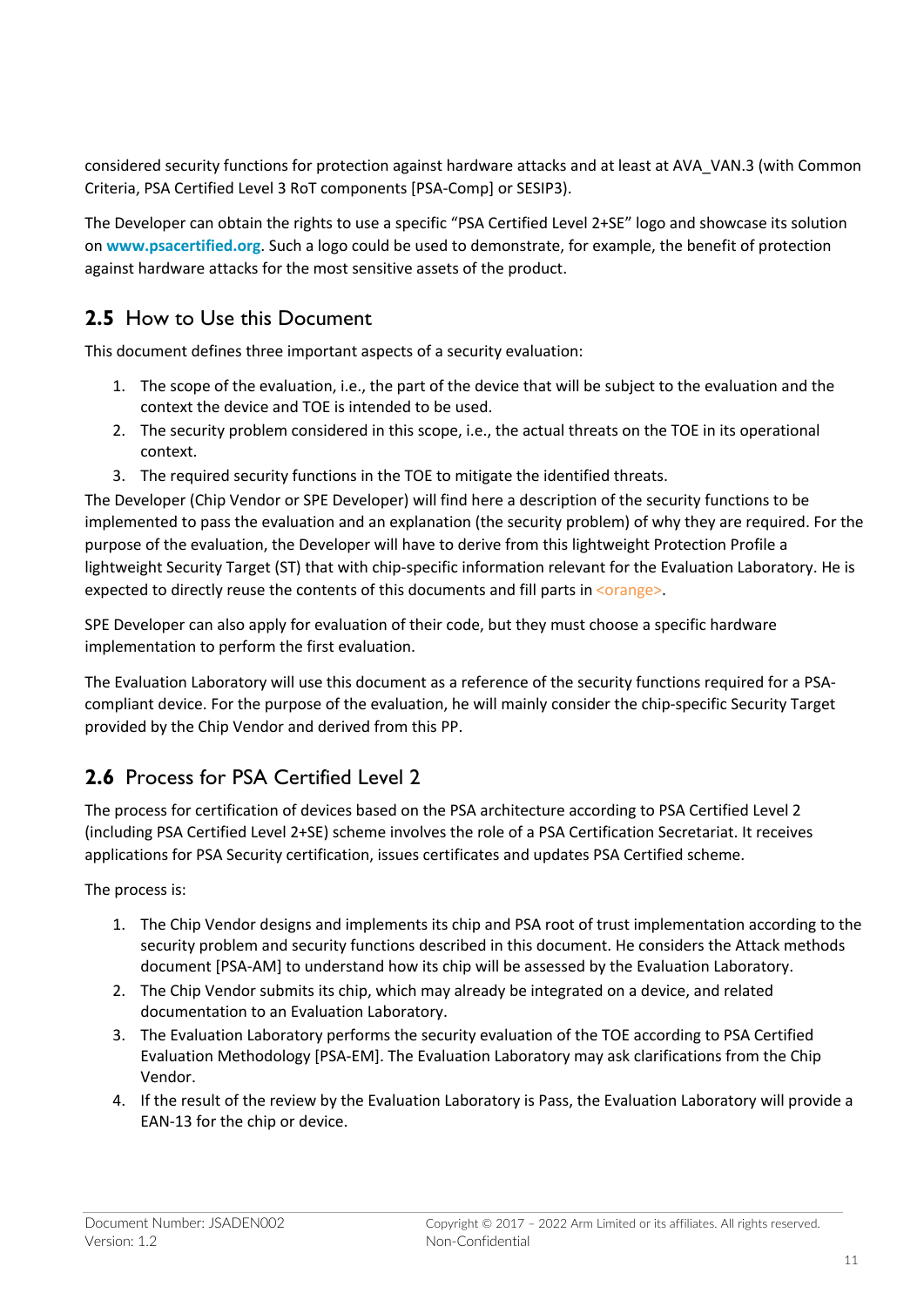considered security functions for protection against hardware attacks and at least at AVA_VAN.3 (with Common Criteria, PSA Certified Level 3 RoT components [PSA-Comp] or SESIP3).

The Developer can obtain the rights to use a specific "PSA Certified Level 2+SE" logo and showcase its solution on **www.psacertified.org**. Such a logo could be used to demonstrate, for example, the benefit of protection against hardware attacks for the most sensitive assets of the product.

## 2.5 How to Use this Document

This document defines three important aspects of a security evaluation:

1. The scope of the evaluation, i.e., the part of the device that will be subject to the evaluation and the context the device and TOE is intended to be used.
2. The security problem considered in this scope, i.e., the actual threats on the TOE in its operational context.
3. The required security functions in the TOE to mitigate the identified threats.

The Developer (Chip Vendor or SPE Developer) will find here a description of the security functions to be implemented to pass the evaluation and an explanation (the security problem) of why they are required. For the purpose of the evaluation, the Developer will have to derive from this lightweight Protection Profile a lightweight Security Target (ST) that with chip-specific information relevant for the Evaluation Laboratory. He is expected to directly reuse the contents of this documents and fill parts in <orange>.

SPE Developer can also apply for evaluation of their code, but they must choose a specific hardware implementation to perform the first evaluation.

The Evaluation Laboratory will use this document as a reference of the security functions required for a PSA-compliant device. For the purpose of the evaluation, he will mainly consider the chip-specific Security Target provided by the Chip Vendor and derived from this PP.

## 2.6 Process for PSA Certified Level 2

The process for certification of devices based on the PSA architecture according to PSA Certified Level 2 (including PSA Certified Level 2+SE) scheme involves the role of a PSA Certification Secretariat. It receives applications for PSA Security certification, issues certificates and updates PSA Certified scheme.

The process is:

1. The Chip Vendor designs and implements its chip and PSA root of trust implementation according to the security problem and security functions described in this document. He considers the Attack methods document [PSA-AM] to understand how its chip will be assessed by the Evaluation Laboratory.
2. The Chip Vendor submits its chip, which may already be integrated on a device, and related documentation to an Evaluation Laboratory.
3. The Evaluation Laboratory performs the security evaluation of the TOE according to PSA Certified Evaluation Methodology [PSA-EM]. The Evaluation Laboratory may ask clarifications from the Chip Vendor.
4. If the result of the review by the Evaluation Laboratory is Pass, the Evaluation Laboratory will provide a EAN-13 for the chip or device.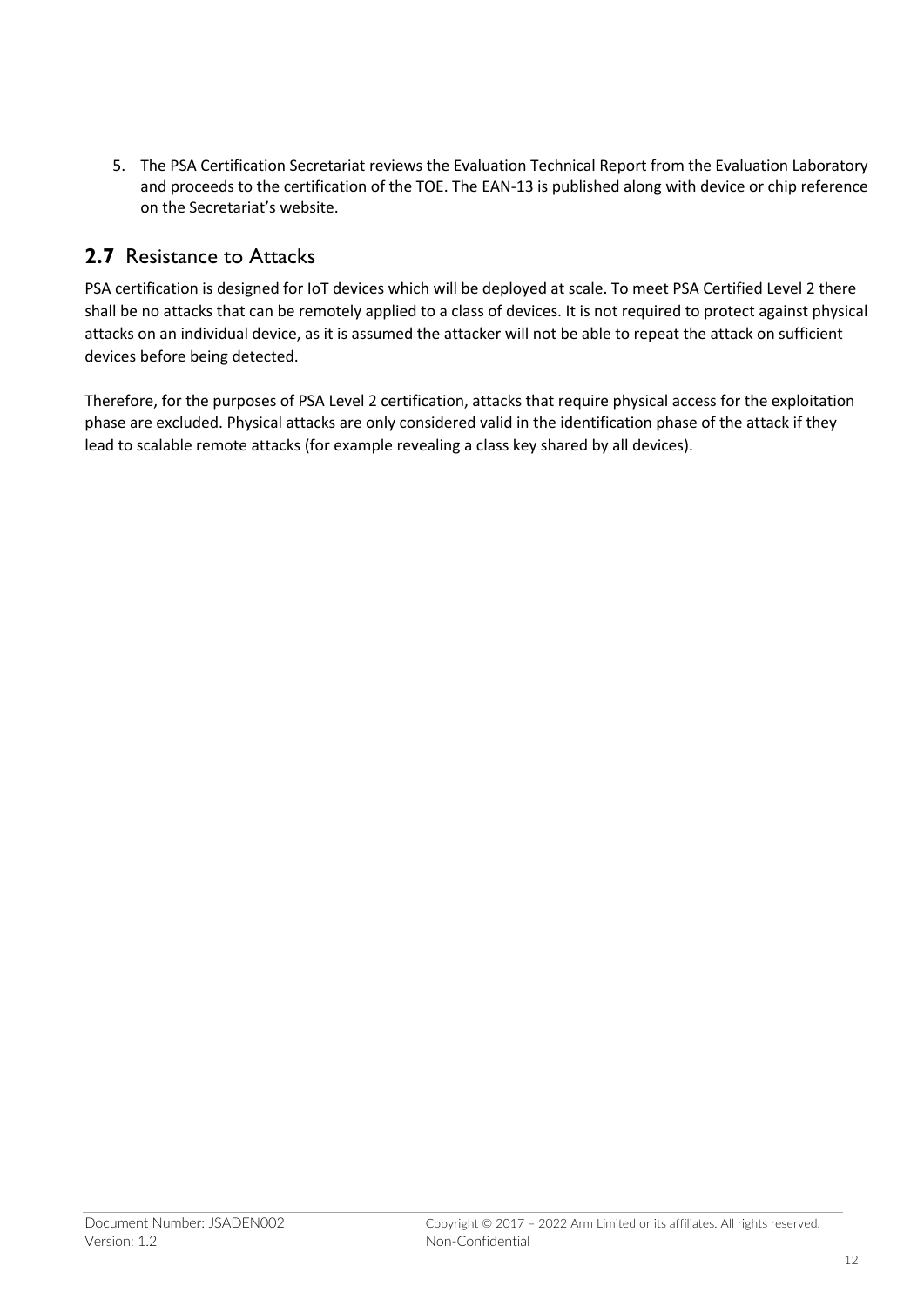5. The PSA Certification Secretariat reviews the Evaluation Technical Report from the Evaluation Laboratory and proceeds to the certification of the TOE. The EAN-13 is published along with device or chip reference on the Secretariat's website.

## 2.7 Resistance to Attacks

PSA certification is designed for IoT devices which will be deployed at scale. To meet PSA Certified Level 2 there shall be no attacks that can be remotely applied to a class of devices. It is not required to protect against physical attacks on an individual device, as it is assumed the attacker will not be able to repeat the attack on sufficient devices before being detected.

Therefore, for the purposes of PSA Level 2 certification, attacks that require physical access for the exploitation phase are excluded. Physical attacks are only considered valid in the identification phase of the attack if they lead to scalable remote attacks (for example revealing a class key shared by all devices).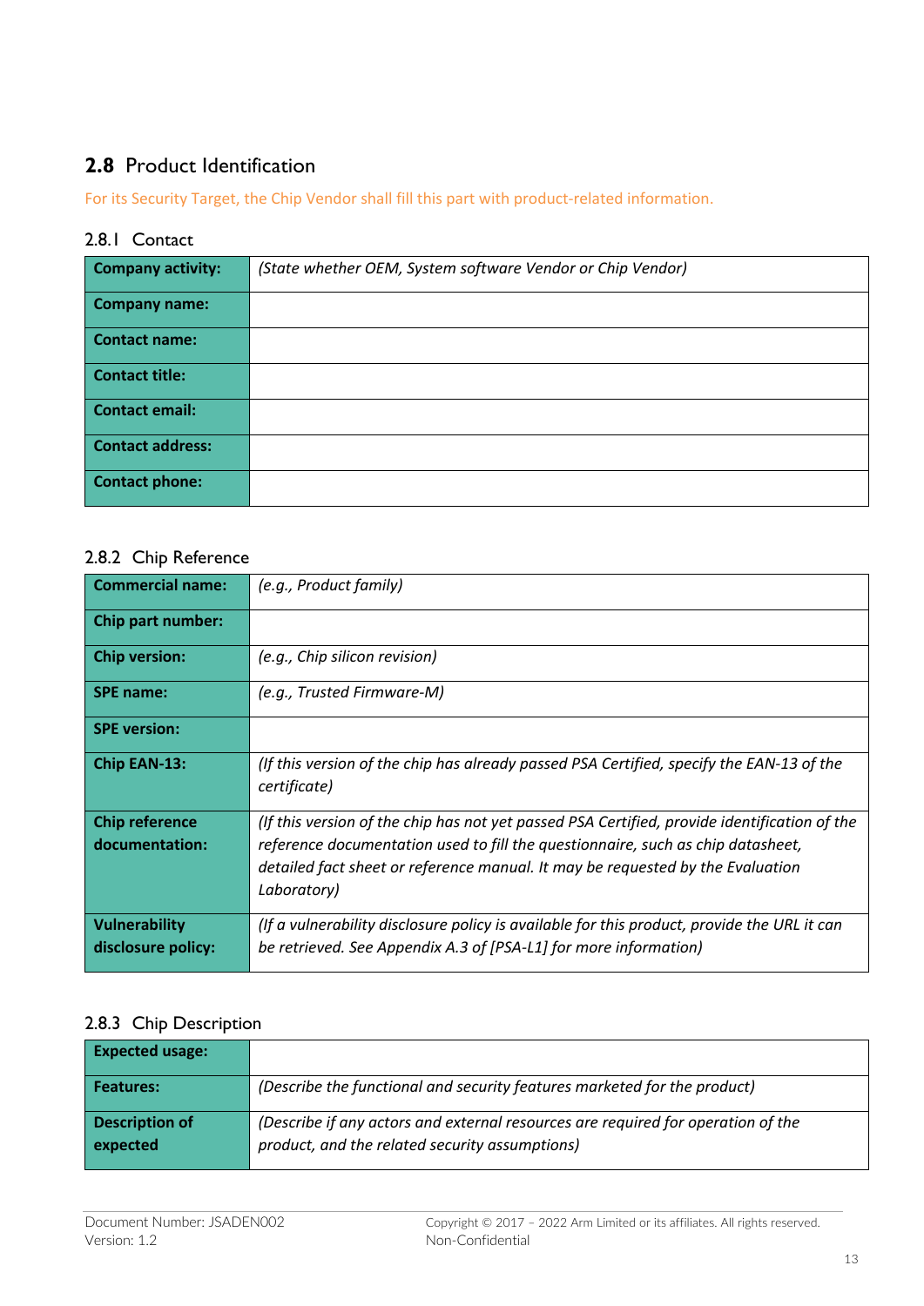## 2.8 Product Identification

For its Security Target, the Chip Vendor shall fill this part with product-related information.

### 2.8.1 Contact

| | |
|---|---|
| **Company activity:** | *(State whether OEM, System software Vendor or Chip Vendor)* |
| **Company name:** | |
| **Contact name:** | |
| **Contact title:** | |
| **Contact email:** | |
| **Contact address:** | |
| **Contact phone:** | |

### 2.8.2 Chip Reference

| | |
|---|---|
| **Commercial name:** | *(e.g., Product family)* |
| **Chip part number:** | |
| **Chip version:** | *(e.g., Chip silicon revision)* |
| **SPE name:** | *(e.g., Trusted Firmware-M)* |
| **SPE version:** | |
| **Chip EAN-13:** | *(If this version of the chip has already passed PSA Certified, specify the EAN-13 of the certificate)* |
| **Chip reference documentation:** | *(If this version of the chip has not yet passed PSA Certified, provide identification of the reference documentation used to fill the questionnaire, such as chip datasheet, detailed fact sheet or reference manual. It may be requested by the Evaluation Laboratory)* |
| **Vulnerability disclosure policy:** | *(If a vulnerability disclosure policy is available for this product, provide the URL it can be retrieved. See Appendix A.3 of [PSA-L1] for more information)* |

### 2.8.3 Chip Description

| | |
|---|---|
| **Expected usage:** | |
| **Features:** | *(Describe the functional and security features marketed for the product)* |
| **Description of expected** | *(Describe if any actors and external resources are required for operation of the product, and the related security assumptions)* |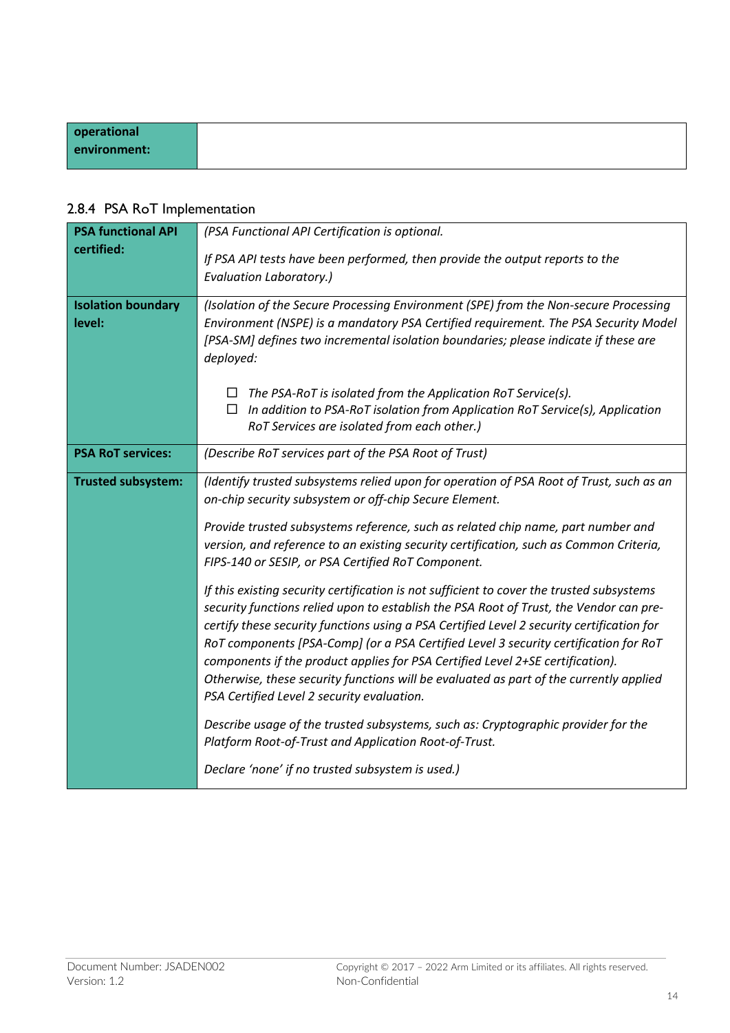| **operational environment:** | |
|---|---|

### 2.8.4 PSA RoT Implementation

| **PSA functional API certified:** | *(PSA Functional API Certification is optional.*<br><br>*If PSA API tests have been performed, then provide the output reports to the Evaluation Laboratory.)* |
|---|---|
| **Isolation boundary level:** | *(Isolation of the Secure Processing Environment (SPE) from the Non-secure Processing Environment (NSPE) is a mandatory PSA Certified requirement. The PSA Security Model [PSA-SM] defines two incremental isolation boundaries; please indicate if these are deployed:*<br><br>☐ *The PSA-RoT is isolated from the Application RoT Service(s).*<br>☐ *In addition to PSA-RoT isolation from Application RoT Service(s), Application RoT Services are isolated from each other.)* |
| **PSA RoT services:** | *(Describe RoT services part of the PSA Root of Trust)* |
| **Trusted subsystem:** | *(Identify trusted subsystems relied upon for operation of PSA Root of Trust, such as an on-chip security subsystem or off-chip Secure Element.*<br><br>*Provide trusted subsystems reference, such as related chip name, part number and version, and reference to an existing security certification, such as Common Criteria, FIPS-140 or SESIP, or PSA Certified RoT Component.*<br><br>*If this existing security certification is not sufficient to cover the trusted subsystems security functions relied upon to establish the PSA Root of Trust, the Vendor can pre-certify these security functions using a PSA Certified Level 2 security certification for RoT components [PSA-Comp] (or a PSA Certified Level 3 security certification for RoT components if the product applies for PSA Certified Level 2+SE certification). Otherwise, these security functions will be evaluated as part of the currently applied PSA Certified Level 2 security evaluation.*<br><br>*Describe usage of the trusted subsystems, such as: Cryptographic provider for the Platform Root-of-Trust and Application Root-of-Trust.*<br><br>*Declare 'none' if no trusted subsystem is used.)* |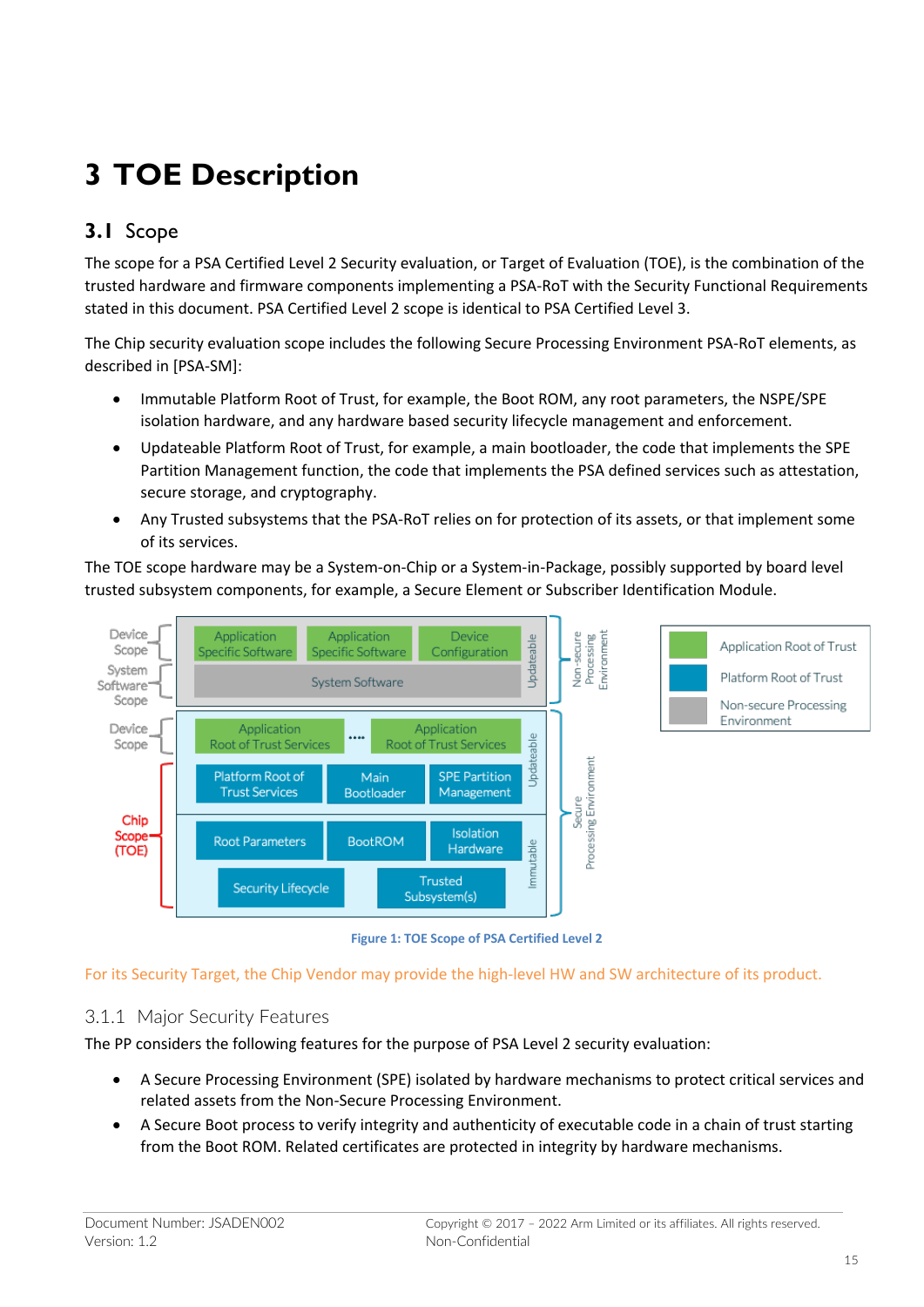# 3 TOE Description

## 3.1 Scope

The scope for a PSA Certified Level 2 Security evaluation, or Target of Evaluation (TOE), is the combination of the trusted hardware and firmware components implementing a PSA-RoT with the Security Functional Requirements stated in this document. PSA Certified Level 2 scope is identical to PSA Certified Level 3.

The Chip security evaluation scope includes the following Secure Processing Environment PSA-RoT elements, as described in [PSA-SM]:

- Immutable Platform Root of Trust, for example, the Boot ROM, any root parameters, the NSPE/SPE isolation hardware, and any hardware based security lifecycle management and enforcement.
- Updateable Platform Root of Trust, for example, a main bootloader, the code that implements the SPE Partition Management function, the code that implements the PSA defined services such as attestation, secure storage, and cryptography.
- Any Trusted subsystems that the PSA-RoT relies on for protection of its assets, or that implement some of its services.

The TOE scope hardware may be a System-on-Chip or a System-in-Package, possibly supported by board level trusted subsystem components, for example, a Secure Element or Subscriber Identification Module.

Figure 1: TOE Scope of PSA Certified Level 2

For its Security Target, the Chip Vendor may provide the high-level HW and SW architecture of its product.

### 3.1.1 Major Security Features

The PP considers the following features for the purpose of PSA Level 2 security evaluation:

- A Secure Processing Environment (SPE) isolated by hardware mechanisms to protect critical services and related assets from the Non-Secure Processing Environment.
- A Secure Boot process to verify integrity and authenticity of executable code in a chain of trust starting from the Boot ROM. Related certificates are protected in integrity by hardware mechanisms.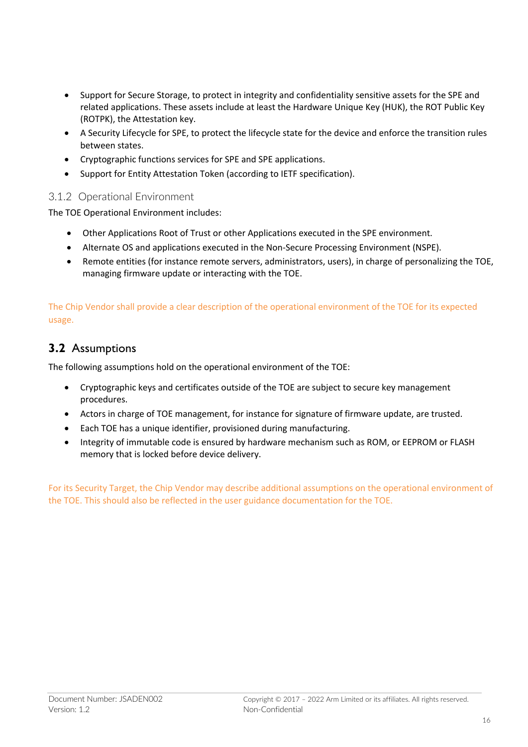- Support for Secure Storage, to protect in integrity and confidentiality sensitive assets for the SPE and related applications. These assets include at least the Hardware Unique Key (HUK), the ROT Public Key (ROTPK), the Attestation key.
- A Security Lifecycle for SPE, to protect the lifecycle state for the device and enforce the transition rules between states.
- Cryptographic functions services for SPE and SPE applications.
- Support for Entity Attestation Token (according to IETF specification).

### 3.1.2 Operational Environment

The TOE Operational Environment includes:

- Other Applications Root of Trust or other Applications executed in the SPE environment.
- Alternate OS and applications executed in the Non-Secure Processing Environment (NSPE).
- Remote entities (for instance remote servers, administrators, users), in charge of personalizing the TOE, managing firmware update or interacting with the TOE.

The Chip Vendor shall provide a clear description of the operational environment of the TOE for its expected usage.

## 3.2 Assumptions

The following assumptions hold on the operational environment of the TOE:

- Cryptographic keys and certificates outside of the TOE are subject to secure key management procedures.
- Actors in charge of TOE management, for instance for signature of firmware update, are trusted.
- Each TOE has a unique identifier, provisioned during manufacturing.
- Integrity of immutable code is ensured by hardware mechanism such as ROM, or EEPROM or FLASH memory that is locked before device delivery.

For its Security Target, the Chip Vendor may describe additional assumptions on the operational environment of the TOE. This should also be reflected in the user guidance documentation for the TOE.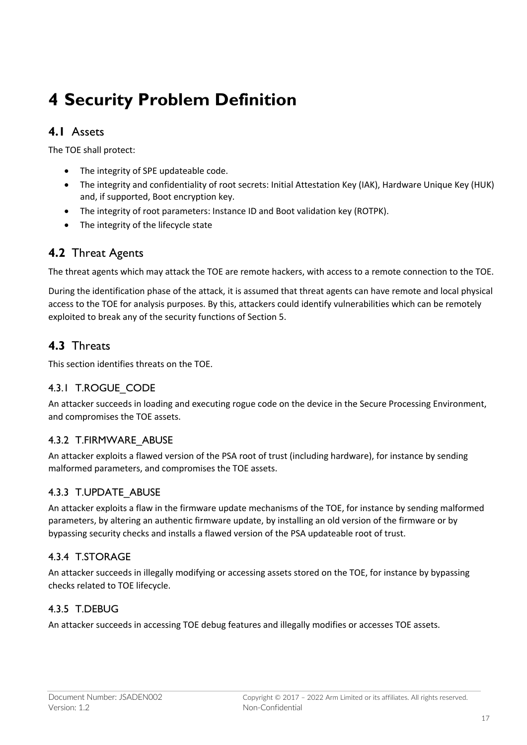# 4 Security Problem Definition

## 4.1 Assets

The TOE shall protect:

- The integrity of SPE updateable code.
- The integrity and confidentiality of root secrets: Initial Attestation Key (IAK), Hardware Unique Key (HUK) and, if supported, Boot encryption key.
- The integrity of root parameters: Instance ID and Boot validation key (ROTPK).
- The integrity of the lifecycle state

## 4.2 Threat Agents

The threat agents which may attack the TOE are remote hackers, with access to a remote connection to the TOE.

During the identification phase of the attack, it is assumed that threat agents can have remote and local physical access to the TOE for analysis purposes. By this, attackers could identify vulnerabilities which can be remotely exploited to break any of the security functions of Section 5.

## 4.3 Threats

This section identifies threats on the TOE.

### 4.3.1 T.ROGUE_CODE

An attacker succeeds in loading and executing rogue code on the device in the Secure Processing Environment, and compromises the TOE assets.

### 4.3.2 T.FIRMWARE_ABUSE

An attacker exploits a flawed version of the PSA root of trust (including hardware), for instance by sending malformed parameters, and compromises the TOE assets.

### 4.3.3 T.UPDATE_ABUSE

An attacker exploits a flaw in the firmware update mechanisms of the TOE, for instance by sending malformed parameters, by altering an authentic firmware update, by installing an old version of the firmware or by bypassing security checks and installs a flawed version of the PSA updateable root of trust.

### 4.3.4 T.STORAGE

An attacker succeeds in illegally modifying or accessing assets stored on the TOE, for instance by bypassing checks related to TOE lifecycle.

### 4.3.5 T.DEBUG

An attacker succeeds in accessing TOE debug features and illegally modifies or accesses TOE assets.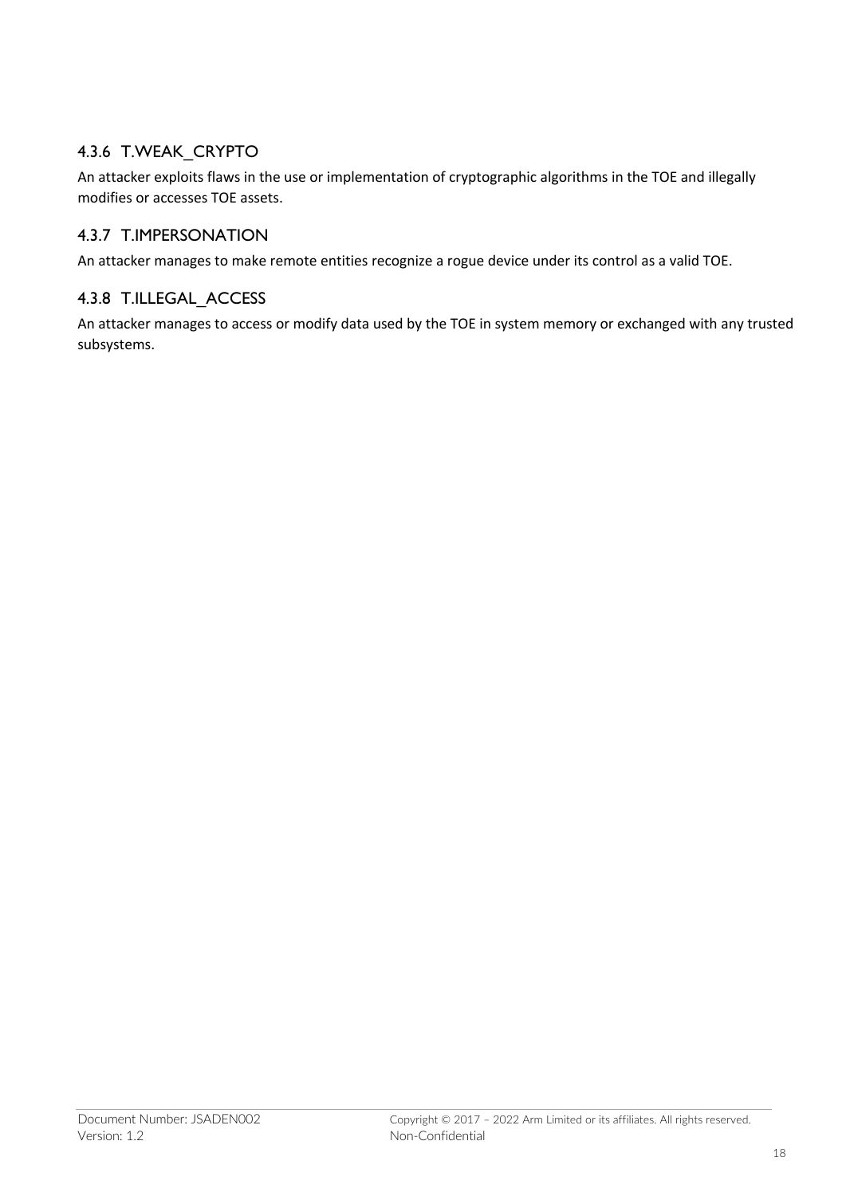### 4.3.6 T.WEAK_CRYPTO

An attacker exploits flaws in the use or implementation of cryptographic algorithms in the TOE and illegally modifies or accesses TOE assets.

### 4.3.7 T.IMPERSONATION

An attacker manages to make remote entities recognize a rogue device under its control as a valid TOE.

### 4.3.8 T.ILLEGAL_ACCESS

An attacker manages to access or modify data used by the TOE in system memory or exchanged with any trusted subsystems.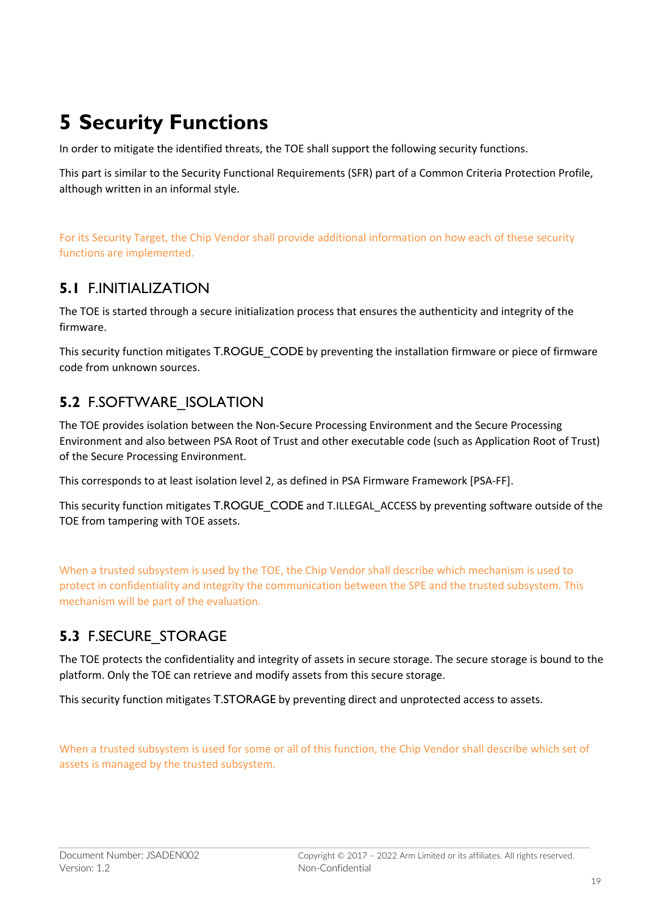# 5 Security Functions

In order to mitigate the identified threats, the TOE shall support the following security functions.

This part is similar to the Security Functional Requirements (SFR) part of a Common Criteria Protection Profile, although written in an informal style.

For its Security Target, the Chip Vendor shall provide additional information on how each of these security functions are implemented.

## 5.1 F.INITIALIZATION

The TOE is started through a secure initialization process that ensures the authenticity and integrity of the firmware.

This security function mitigates T.ROGUE_CODE by preventing the installation firmware or piece of firmware code from unknown sources.

## 5.2 F.SOFTWARE_ISOLATION

The TOE provides isolation between the Non-Secure Processing Environment and the Secure Processing Environment and also between PSA Root of Trust and other executable code (such as Application Root of Trust) of the Secure Processing Environment.

This corresponds to at least isolation level 2, as defined in PSA Firmware Framework [PSA-FF].

This security function mitigates T.ROGUE_CODE and T.ILLEGAL_ACCESS by preventing software outside of the TOE from tampering with TOE assets.

When a trusted subsystem is used by the TOE, the Chip Vendor shall describe which mechanism is used to protect in confidentiality and integrity the communication between the SPE and the trusted subsystem. This mechanism will be part of the evaluation.

## 5.3 F.SECURE_STORAGE

The TOE protects the confidentiality and integrity of assets in secure storage. The secure storage is bound to the platform. Only the TOE can retrieve and modify assets from this secure storage.

This security function mitigates T.STORAGE by preventing direct and unprotected access to assets.

When a trusted subsystem is used for some or all of this function, the Chip Vendor shall describe which set of assets is managed by the trusted subsystem.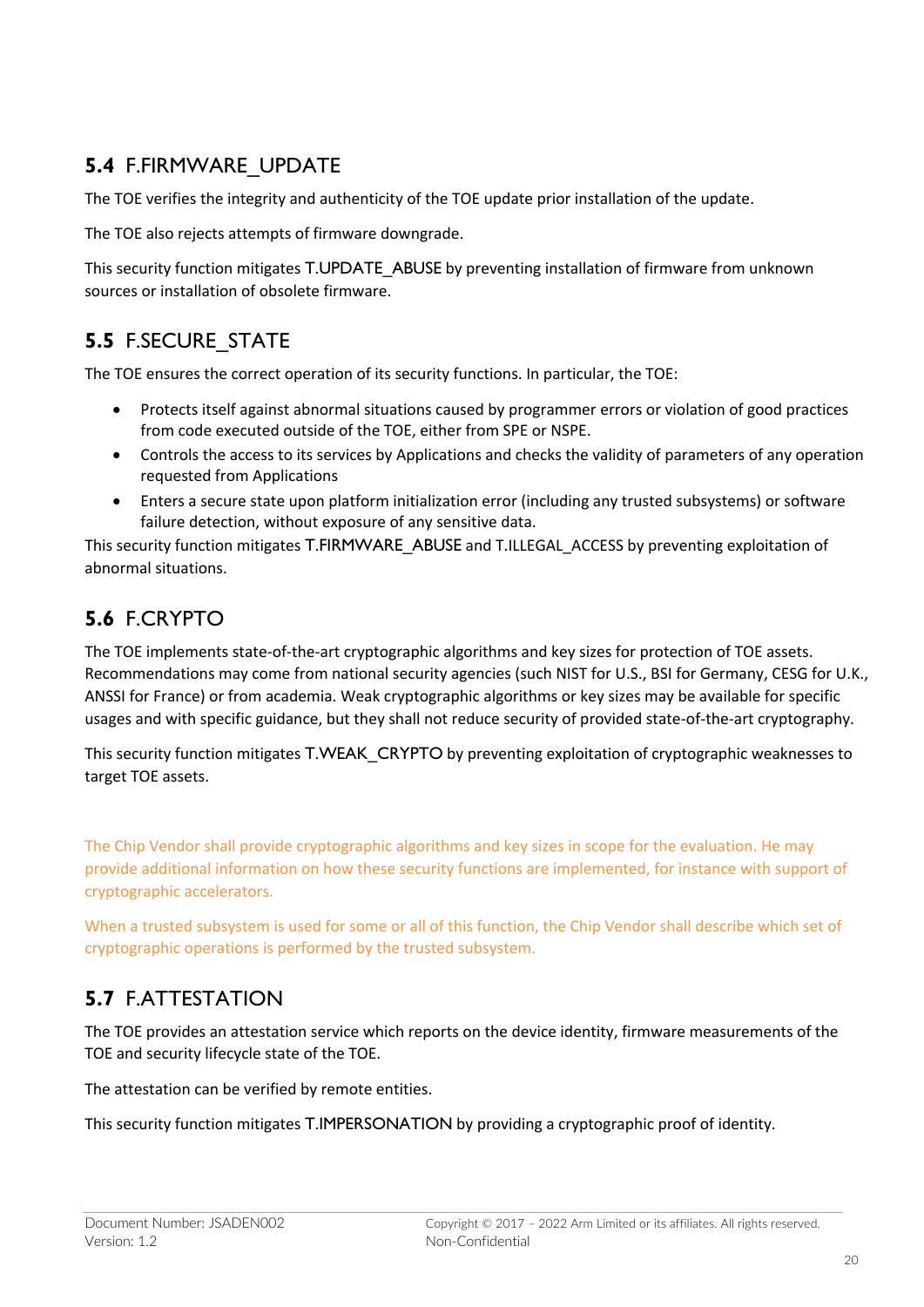## 5.4 F.FIRMWARE_UPDATE

The TOE verifies the integrity and authenticity of the TOE update prior installation of the update.

The TOE also rejects attempts of firmware downgrade.

This security function mitigates T.UPDATE_ABUSE by preventing installation of firmware from unknown sources or installation of obsolete firmware.

## 5.5 F.SECURE_STATE

The TOE ensures the correct operation of its security functions. In particular, the TOE:

- Protects itself against abnormal situations caused by programmer errors or violation of good practices from code executed outside of the TOE, either from SPE or NSPE.
- Controls the access to its services by Applications and checks the validity of parameters of any operation requested from Applications
- Enters a secure state upon platform initialization error (including any trusted subsystems) or software failure detection, without exposure of any sensitive data.

This security function mitigates T.FIRMWARE_ABUSE and T.ILLEGAL_ACCESS by preventing exploitation of abnormal situations.

## 5.6 F.CRYPTO

The TOE implements state-of-the-art cryptographic algorithms and key sizes for protection of TOE assets. Recommendations may come from national security agencies (such NIST for U.S., BSI for Germany, CESG for U.K., ANSSI for France) or from academia. Weak cryptographic algorithms or key sizes may be available for specific usages and with specific guidance, but they shall not reduce security of provided state-of-the-art cryptography.

This security function mitigates T.WEAK_CRYPTO by preventing exploitation of cryptographic weaknesses to target TOE assets.

The Chip Vendor shall provide cryptographic algorithms and key sizes in scope for the evaluation. He may provide additional information on how these security functions are implemented, for instance with support of cryptographic accelerators.

When a trusted subsystem is used for some or all of this function, the Chip Vendor shall describe which set of cryptographic operations is performed by the trusted subsystem.

## 5.7 F.ATTESTATION

The TOE provides an attestation service which reports on the device identity, firmware measurements of the TOE and security lifecycle state of the TOE.

The attestation can be verified by remote entities.

This security function mitigates T.IMPERSONATION by providing a cryptographic proof of identity.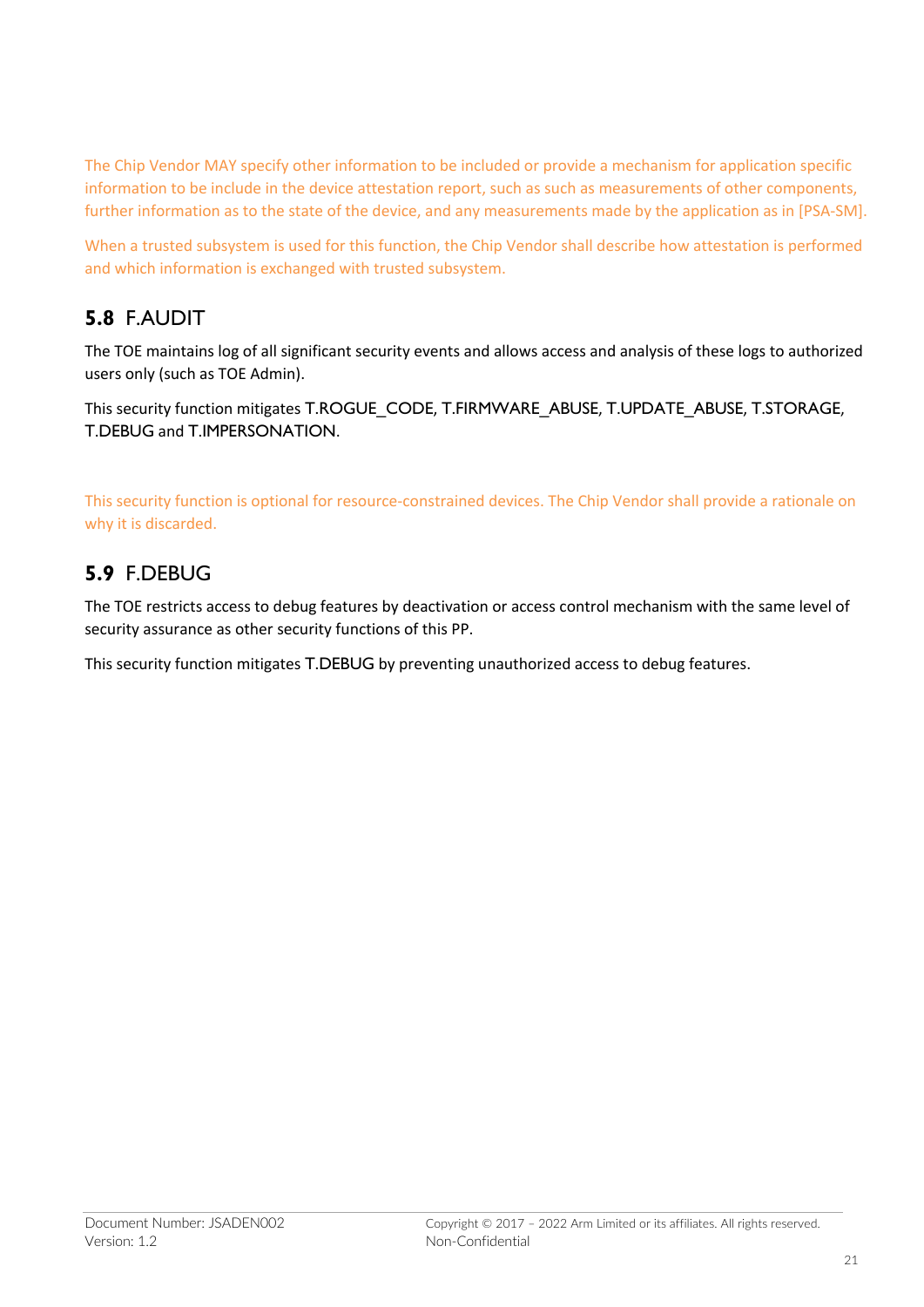The Chip Vendor MAY specify other information to be included or provide a mechanism for application specific information to be include in the device attestation report, such as such as measurements of other components, further information as to the state of the device, and any measurements made by the application as in [PSA-SM].

When a trusted subsystem is used for this function, the Chip Vendor shall describe how attestation is performed and which information is exchanged with trusted subsystem.

## 5.8 F.AUDIT

The TOE maintains log of all significant security events and allows access and analysis of these logs to authorized users only (such as TOE Admin).

This security function mitigates T.ROGUE_CODE, T.FIRMWARE_ABUSE, T.UPDATE_ABUSE, T.STORAGE, T.DEBUG and T.IMPERSONATION.

This security function is optional for resource-constrained devices. The Chip Vendor shall provide a rationale on why it is discarded.

## 5.9 F.DEBUG

The TOE restricts access to debug features by deactivation or access control mechanism with the same level of security assurance as other security functions of this PP.

This security function mitigates T.DEBUG by preventing unauthorized access to debug features.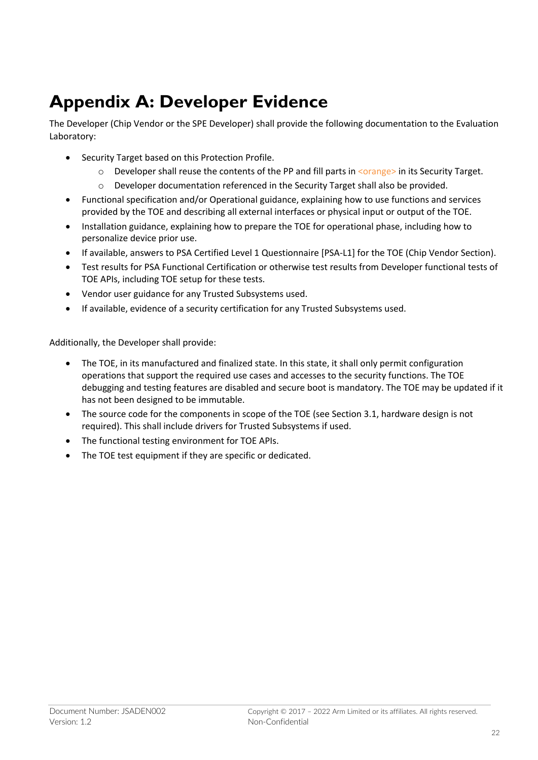# Appendix A: Developer Evidence

The Developer (Chip Vendor or the SPE Developer) shall provide the following documentation to the Evaluation Laboratory:

- Security Target based on this Protection Profile.
  - Developer shall reuse the contents of the PP and fill parts in <orange> in its Security Target.
  - Developer documentation referenced in the Security Target shall also be provided.
- Functional specification and/or Operational guidance, explaining how to use functions and services provided by the TOE and describing all external interfaces or physical input or output of the TOE.
- Installation guidance, explaining how to prepare the TOE for operational phase, including how to personalize device prior use.
- If available, answers to PSA Certified Level 1 Questionnaire [PSA-L1] for the TOE (Chip Vendor Section).
- Test results for PSA Functional Certification or otherwise test results from Developer functional tests of TOE APIs, including TOE setup for these tests.
- Vendor user guidance for any Trusted Subsystems used.
- If available, evidence of a security certification for any Trusted Subsystems used.

Additionally, the Developer shall provide:

- The TOE, in its manufactured and finalized state. In this state, it shall only permit configuration operations that support the required use cases and accesses to the security functions. The TOE debugging and testing features are disabled and secure boot is mandatory. The TOE may be updated if it has not been designed to be immutable.
- The source code for the components in scope of the TOE (see Section 3.1, hardware design is not required). This shall include drivers for Trusted Subsystems if used.
- The functional testing environment for TOE APIs.
- The TOE test equipment if they are specific or dedicated.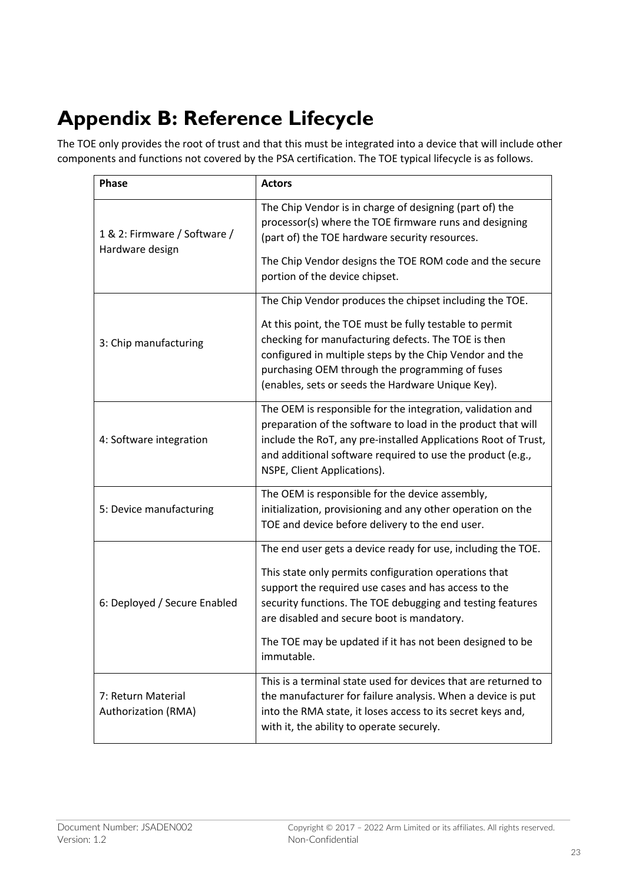# Appendix B: Reference Lifecycle

The TOE only provides the root of trust and that this must be integrated into a device that will include other components and functions not covered by the PSA certification. The TOE typical lifecycle is as follows.

| Phase | Actors |
|---|---|
| 1 & 2: Firmware / Software / Hardware design | The Chip Vendor is in charge of designing (part of) the processor(s) where the TOE firmware runs and designing (part of) the TOE hardware security resources.<br><br>The Chip Vendor designs the TOE ROM code and the secure portion of the device chipset. |
| 3: Chip manufacturing | The Chip Vendor produces the chipset including the TOE.<br><br>At this point, the TOE must be fully testable to permit checking for manufacturing defects. The TOE is then configured in multiple steps by the Chip Vendor and the purchasing OEM through the programming of fuses (enables, sets or seeds the Hardware Unique Key). |
| 4: Software integration | The OEM is responsible for the integration, validation and preparation of the software to load in the product that will include the RoT, any pre-installed Applications Root of Trust, and additional software required to use the product (e.g., NSPE, Client Applications). |
| 5: Device manufacturing | The OEM is responsible for the device assembly, initialization, provisioning and any other operation on the TOE and device before delivery to the end user. |
| 6: Deployed / Secure Enabled | The end user gets a device ready for use, including the TOE.<br><br>This state only permits configuration operations that support the required use cases and has access to the security functions. The TOE debugging and testing features are disabled and secure boot is mandatory.<br><br>The TOE may be updated if it has not been designed to be immutable. |
| 7: Return Material Authorization (RMA) | This is a terminal state used for devices that are returned to the manufacturer for failure analysis. When a device is put into the RMA state, it loses access to its secret keys and, with it, the ability to operate securely. |